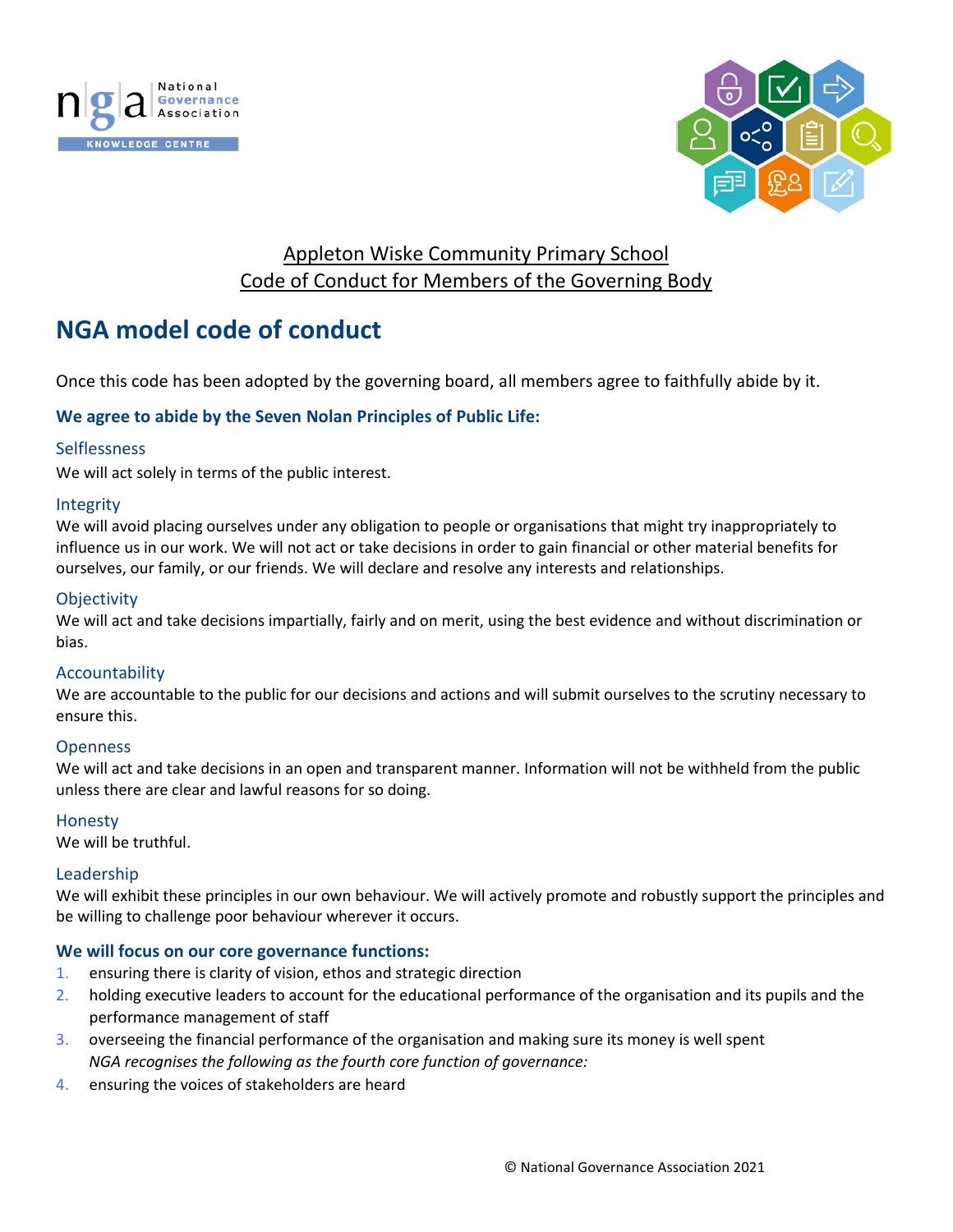Appleton Wiske Community Primary School
Code of Conduct for Members of the Governing Body

# NGA model code of conduct

Once this code has been adopted by the governing board, all members agree to faithfully abide by it.

### We agree to abide by the Seven Nolan Principles of Public Life:

#### Selflessness

We will act solely in terms of the public interest.

#### Integrity

We will avoid placing ourselves under any obligation to people or organisations that might try inappropriately to influence us in our work. We will not act or take decisions in order to gain financial or other material benefits for ourselves, our family, or our friends. We will declare and resolve any interests and relationships.

#### Objectivity

We will act and take decisions impartially, fairly and on merit, using the best evidence and without discrimination or bias.

#### Accountability

We are accountable to the public for our decisions and actions and will submit ourselves to the scrutiny necessary to ensure this.

#### Openness

We will act and take decisions in an open and transparent manner. Information will not be withheld from the public unless there are clear and lawful reasons for so doing.

#### Honesty

We will be truthful.

#### Leadership

We will exhibit these principles in our own behaviour. We will actively promote and robustly support the principles and be willing to challenge poor behaviour wherever it occurs.

### We will focus on our core governance functions:

1. ensuring there is clarity of vision, ethos and strategic direction
2. holding executive leaders to account for the educational performance of the organisation and its pupils and the performance management of staff
3. overseeing the financial performance of the organisation and making sure its money is well spent
   *NGA recognises the following as the fourth core function of governance:*
4. ensuring the voices of stakeholders are heard

© National Governance Association 2021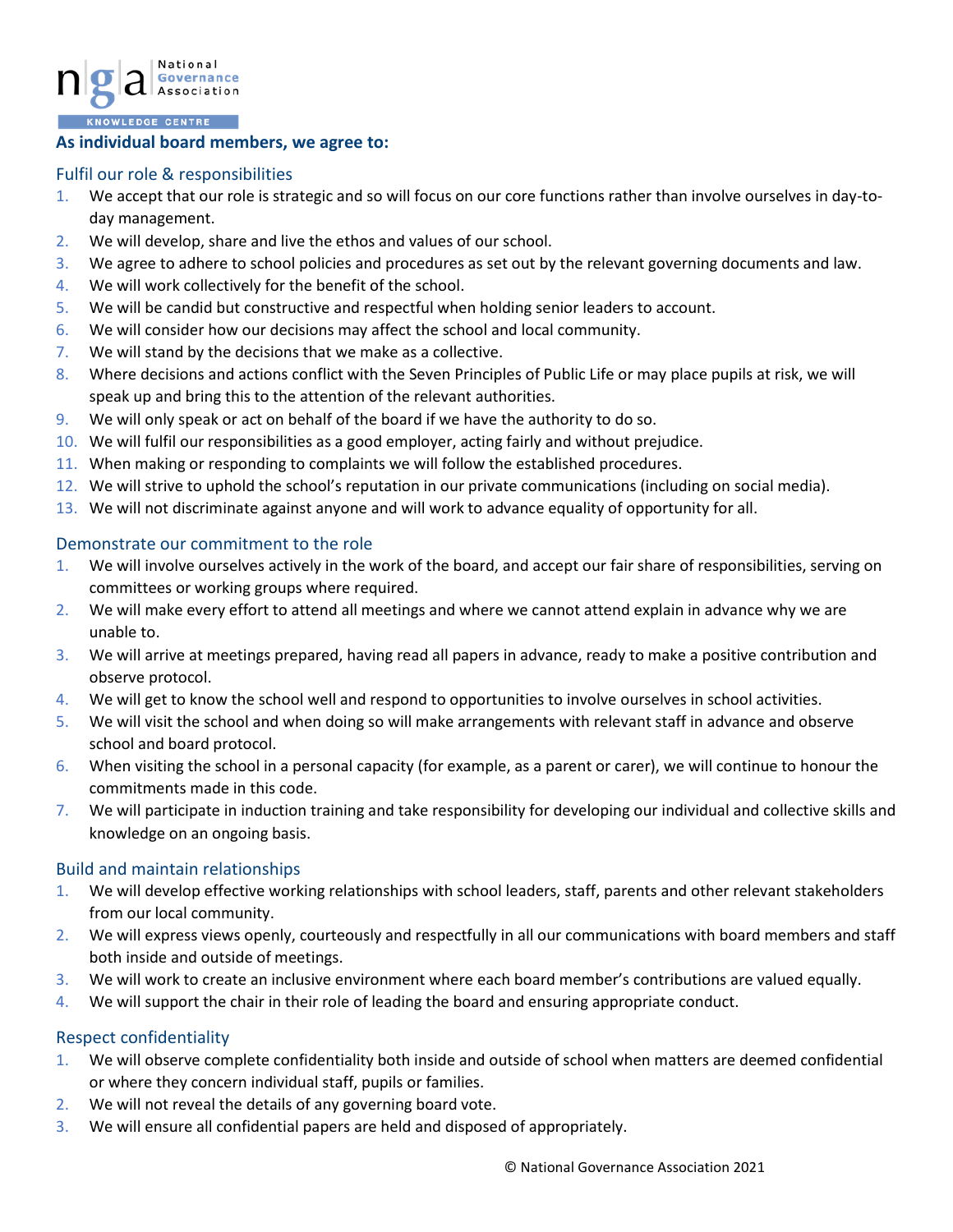## As individual board members, we agree to:

### Fulfil our role & responsibilities

1. We accept that our role is strategic and so will focus on our core functions rather than involve ourselves in day-to-day management.
2. We will develop, share and live the ethos and values of our school.
3. We agree to adhere to school policies and procedures as set out by the relevant governing documents and law.
4. We will work collectively for the benefit of the school.
5. We will be candid but constructive and respectful when holding senior leaders to account.
6. We will consider how our decisions may affect the school and local community.
7. We will stand by the decisions that we make as a collective.
8. Where decisions and actions conflict with the Seven Principles of Public Life or may place pupils at risk, we will speak up and bring this to the attention of the relevant authorities.
9. We will only speak or act on behalf of the board if we have the authority to do so.
10. We will fulfil our responsibilities as a good employer, acting fairly and without prejudice.
11. When making or responding to complaints we will follow the established procedures.
12. We will strive to uphold the school's reputation in our private communications (including on social media).
13. We will not discriminate against anyone and will work to advance equality of opportunity for all.

### Demonstrate our commitment to the role

1. We will involve ourselves actively in the work of the board, and accept our fair share of responsibilities, serving on committees or working groups where required.
2. We will make every effort to attend all meetings and where we cannot attend explain in advance why we are unable to.
3. We will arrive at meetings prepared, having read all papers in advance, ready to make a positive contribution and observe protocol.
4. We will get to know the school well and respond to opportunities to involve ourselves in school activities.
5. We will visit the school and when doing so will make arrangements with relevant staff in advance and observe school and board protocol.
6. When visiting the school in a personal capacity (for example, as a parent or carer), we will continue to honour the commitments made in this code.
7. We will participate in induction training and take responsibility for developing our individual and collective skills and knowledge on an ongoing basis.

### Build and maintain relationships

1. We will develop effective working relationships with school leaders, staff, parents and other relevant stakeholders from our local community.
2. We will express views openly, courteously and respectfully in all our communications with board members and staff both inside and outside of meetings.
3. We will work to create an inclusive environment where each board member's contributions are valued equally.
4. We will support the chair in their role of leading the board and ensuring appropriate conduct.

### Respect confidentiality

1. We will observe complete confidentiality both inside and outside of school when matters are deemed confidential or where they concern individual staff, pupils or families.
2. We will not reveal the details of any governing board vote.
3. We will ensure all confidential papers are held and disposed of appropriately.

© National Governance Association 2021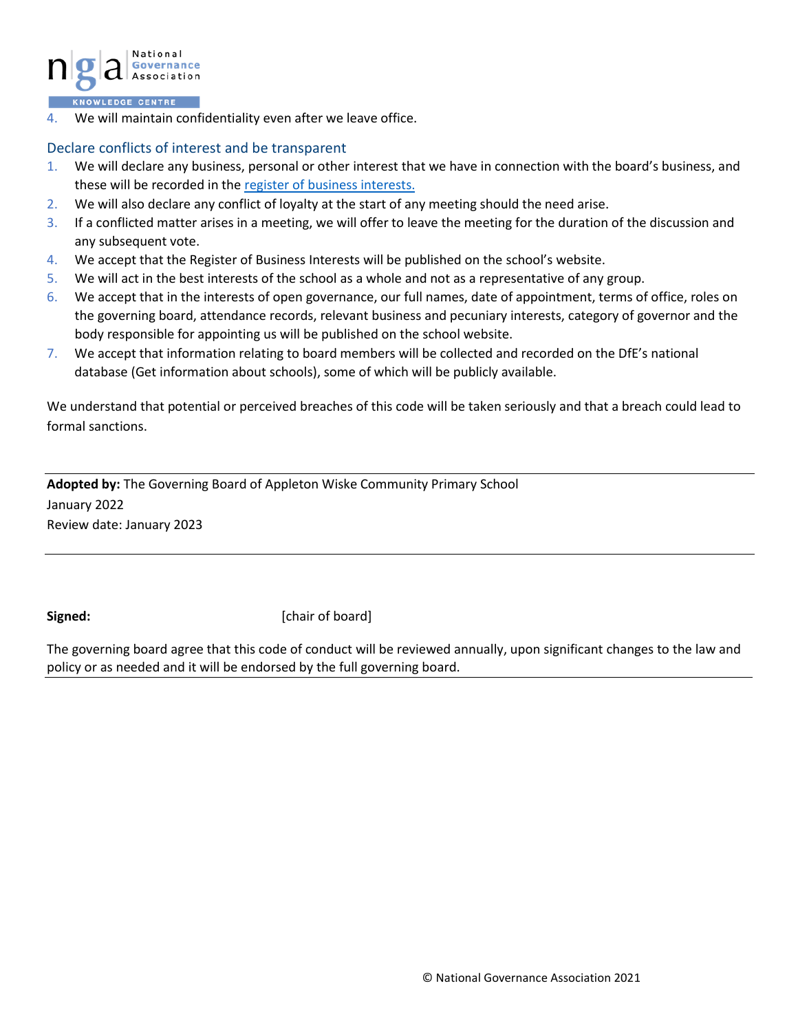4. We will maintain confidentiality even after we leave office.

## Declare conflicts of interest and be transparent

1. We will declare any business, personal or other interest that we have in connection with the board's business, and these will be recorded in the register of business interests.
2. We will also declare any conflict of loyalty at the start of any meeting should the need arise.
3. If a conflicted matter arises in a meeting, we will offer to leave the meeting for the duration of the discussion and any subsequent vote.
4. We accept that the Register of Business Interests will be published on the school's website.
5. We will act in the best interests of the school as a whole and not as a representative of any group.
6. We accept that in the interests of open governance, our full names, date of appointment, terms of office, roles on the governing board, attendance records, relevant business and pecuniary interests, category of governor and the body responsible for appointing us will be published on the school website.
7. We accept that information relating to board members will be collected and recorded on the DfE's national database (Get information about schools), some of which will be publicly available.

We understand that potential or perceived breaches of this code will be taken seriously and that a breach could lead to formal sanctions.

---

**Adopted by:** The Governing Board of Appleton Wiske Community Primary School

January 2022

Review date: January 2023

---

**Signed:** [chair of board]

The governing board agree that this code of conduct will be reviewed annually, upon significant changes to the law and policy or as needed and it will be endorsed by the full governing board.

© National Governance Association 2021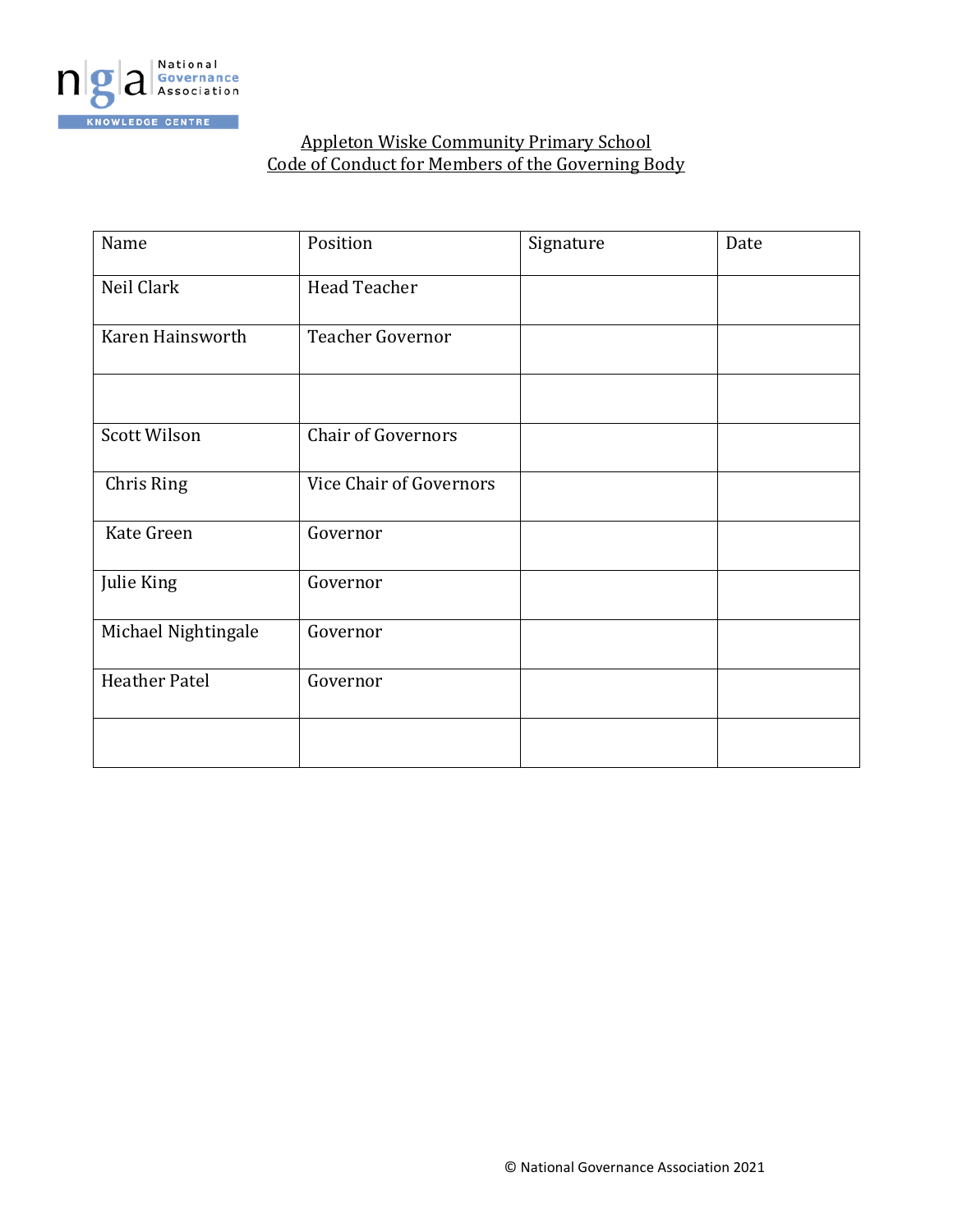Appleton Wiske Community Primary School
Code of Conduct for Members of the Governing Body

| Name | Position | Signature | Date |
|---|---|---|---|
| Neil Clark | Head Teacher | | |
| Karen Hainsworth | Teacher Governor | | |
| | | | |
| Scott Wilson | Chair of Governors | | |
| Chris Ring | Vice Chair of Governors | | |
| Kate Green | Governor | | |
| Julie King | Governor | | |
| Michael Nightingale | Governor | | |
| Heather Patel | Governor | | |
| | | | |

© National Governance Association 2021